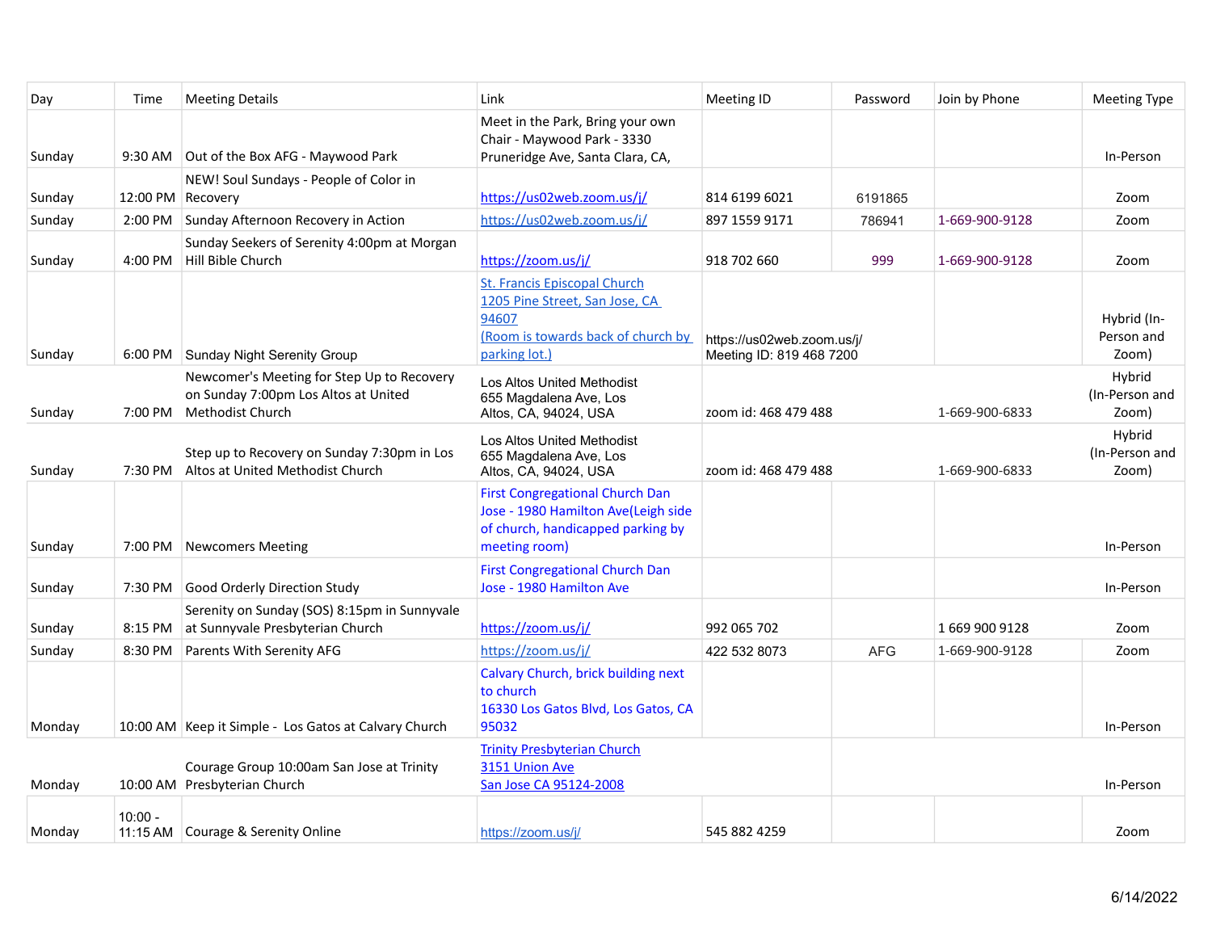| Day | Time | Meeting Details | Link | Meeting ID | Password | Join by Phone | Meeting Type |
|---|---|---|---|---|---|---|---|
| Sunday | 9:30 AM | Out of the Box AFG - Maywood Park | Meet in the Park, Bring your own Chair - Maywood Park - 3330 Pruneridge Ave, Santa Clara, CA, | | | | In-Person |
| Sunday | 12:00 PM | NEW! Soul Sundays - People of Color in Recovery | https://us02web.zoom.us/j/ | 814 6199 6021 | 6191865 | | Zoom |
| Sunday | 2:00 PM | Sunday Afternoon Recovery in Action | https://us02web.zoom.us/j/ | 897 1559 9171 | 786941 | 1-669-900-9128 | Zoom |
| Sunday | 4:00 PM | Sunday Seekers of Serenity 4:00pm at Morgan Hill Bible Church | https://zoom.us/j/ | 918 702 660 | 999 | 1-669-900-9128 | Zoom |
| Sunday | 6:00 PM | Sunday Night Serenity Group | St. Francis Episcopal Church 1205 Pine Street, San Jose, CA 94607 (Room is towards back of church by parking lot.) | https://us02web.zoom.us/j/ Meeting ID: 819 468 7200 | | | Hybrid (In-Person and Zoom) |
| Sunday | 7:00 PM | Newcomer's Meeting for Step Up to Recovery on Sunday 7:00pm Los Altos at United Methodist Church | Los Altos United Methodist 655 Magdalena Ave, Los Altos, CA, 94024, USA | zoom id: 468 479 488 | | 1-669-900-6833 | Hybrid (In-Person and Zoom) |
| Sunday | 7:30 PM | Step up to Recovery on Sunday 7:30pm in Los Altos at United Methodist Church | Los Altos United Methodist 655 Magdalena Ave, Los Altos, CA, 94024, USA | zoom id: 468 479 488 | | 1-669-900-6833 | Hybrid (In-Person and Zoom) |
| Sunday | 7:00 PM | Newcomers Meeting | First Congregational Church Dan Jose - 1980 Hamilton Ave(Leigh side of church, handicapped parking by meeting room) | | | | In-Person |
| Sunday | 7:30 PM | Good Orderly Direction Study | First Congregational Church Dan Jose - 1980 Hamilton Ave | | | | In-Person |
| Sunday | 8:15 PM | Serenity on Sunday (SOS) 8:15pm in Sunnyvale at Sunnyvale Presbyterian Church | https://zoom.us/j/ | 992 065 702 | | 1 669 900 9128 | Zoom |
| Sunday | 8:30 PM | Parents With Serenity AFG | https://zoom.us/j/ | 422 532 8073 | AFG | 1-669-900-9128 | Zoom |
| Monday | 10:00 AM | Keep it Simple - Los Gatos at Calvary Church | Calvary Church, brick building next to church 16330 Los Gatos Blvd, Los Gatos, CA 95032 | | | | In-Person |
| Monday | 10:00 AM | Courage Group 10:00am San Jose at Trinity Presbyterian Church | Trinity Presbyterian Church 3151 Union Ave San Jose CA 95124-2008 | | | | In-Person |
| Monday | 10:00 - 11:15 AM | Courage & Serenity Online | https://zoom.us/j/ | 545 882 4259 | | | Zoom |

6/14/2022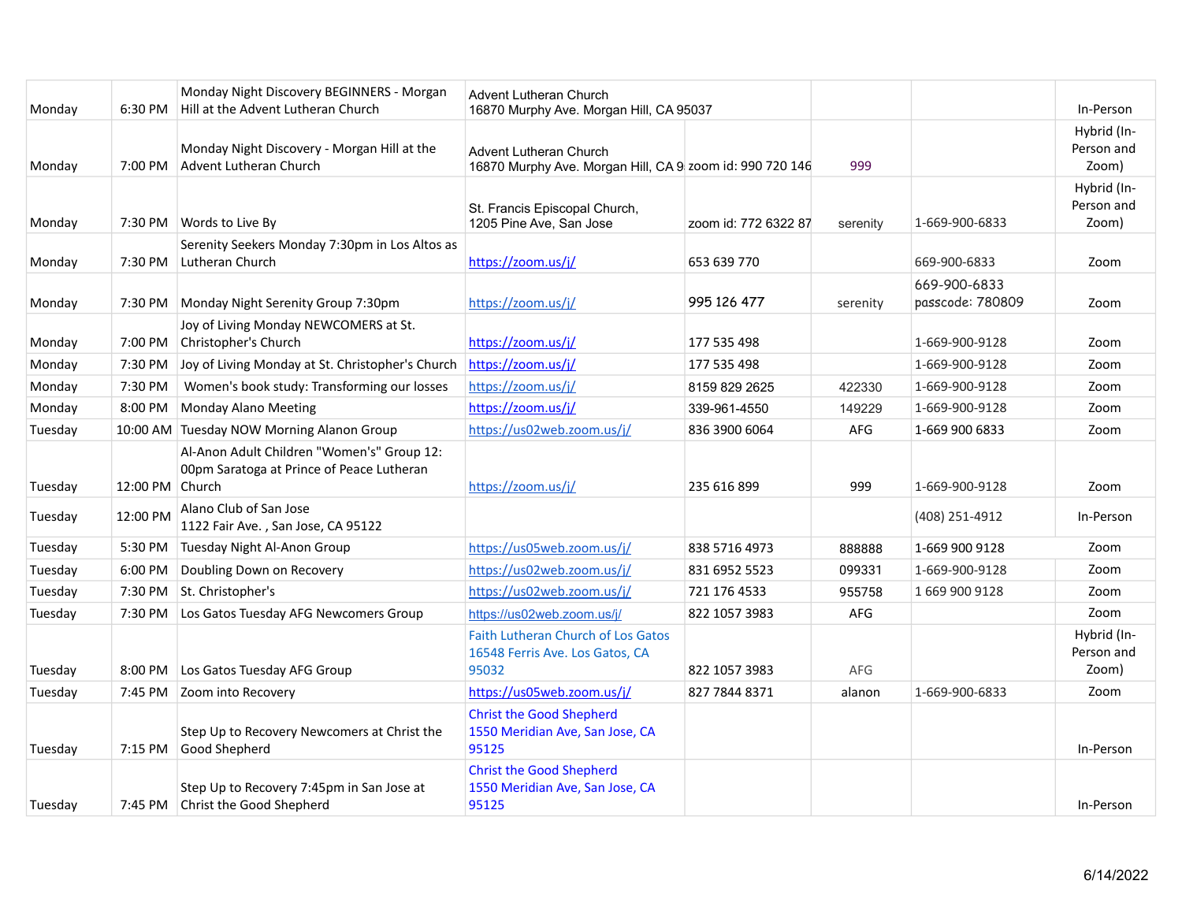| | | | | | | | |
|---|---|---|---|---|---|---|---|
| Monday | 6:30 PM | Monday Night Discovery BEGINNERS - Morgan Hill at the Advent Lutheran Church | Advent Lutheran Church 16870 Murphy Ave. Morgan Hill, CA 95037 | | | | In-Person |
| Monday | 7:00 PM | Monday Night Discovery - Morgan Hill at the Advent Lutheran Church | Advent Lutheran Church 16870 Murphy Ave. Morgan Hill, CA 9 | zoom id: 990 720 146 | 999 | | Hybrid (In-Person and Zoom) |
| Monday | 7:30 PM | Words to Live By | St. Francis Episcopal Church, 1205 Pine Ave, San Jose | zoom id: 772 6322 87 | serenity | 1-669-900-6833 | Hybrid (In-Person and Zoom) |
| Monday | 7:30 PM | Serenity Seekers Monday 7:30pm in Los Altos as Lutheran Church | https://zoom.us/j/ | 653 639 770 | | 669-900-6833 | Zoom |
| Monday | 7:30 PM | Monday Night Serenity Group 7:30pm | https://zoom.us/j/ | 995 126 477 | serenity | 669-900-6833 passcode: 780809 | Zoom |
| Monday | 7:00 PM | Joy of Living Monday NEWCOMERS at St. Christopher's Church | https://zoom.us/j/ | 177 535 498 | | 1-669-900-9128 | Zoom |
| Monday | 7:30 PM | Joy of Living Monday at St. Christopher's Church | https://zoom.us/j/ | 177 535 498 | | 1-669-900-9128 | Zoom |
| Monday | 7:30 PM | Women's book study: Transforming our losses | https://zoom.us/j/ | 8159 829 2625 | 422330 | 1-669-900-9128 | Zoom |
| Monday | 8:00 PM | Monday Alano Meeting | https://zoom.us/j/ | 339-961-4550 | 149229 | 1-669-900-9128 | Zoom |
| Tuesday | 10:00 AM | Tuesday NOW Morning Alanon Group | https://us02web.zoom.us/j/ | 836 3900 6064 | AFG | 1-669 900 6833 | Zoom |
| Tuesday | 12:00 PM | Al-Anon Adult Children "Women's" Group 12:00pm Saratoga at Prince of Peace Lutheran Church | https://zoom.us/j/ | 235 616 899 | 999 | 1-669-900-9128 | Zoom |
| Tuesday | 12:00 PM | Alano Club of San Jose 1122 Fair Ave. , San Jose, CA 95122 | | | | (408) 251-4912 | In-Person |
| Tuesday | 5:30 PM | Tuesday Night Al-Anon Group | https://us05web.zoom.us/j/ | 838 5716 4973 | 888888 | 1-669 900 9128 | Zoom |
| Tuesday | 6:00 PM | Doubling Down on Recovery | https://us02web.zoom.us/j/ | 831 6952 5523 | 099331 | 1-669-900-9128 | Zoom |
| Tuesday | 7:30 PM | St. Christopher's | https://us02web.zoom.us/j/ | 721 176 4533 | 955758 | 1 669 900 9128 | Zoom |
| Tuesday | 7:30 PM | Los Gatos Tuesday AFG Newcomers Group | https://us02web.zoom.us/j/ | 822 1057 3983 | AFG | | Zoom |
| Tuesday | 8:00 PM | Los Gatos Tuesday AFG Group | Faith Lutheran Church of Los Gatos 16548 Ferris Ave. Los Gatos, CA 95032 | 822 1057 3983 | AFG | | Hybrid (In-Person and Zoom) |
| Tuesday | 7:45 PM | Zoom into Recovery | https://us05web.zoom.us/j/ | 827 7844 8371 | alanon | 1-669-900-6833 | Zoom |
| Tuesday | 7:15 PM | Step Up to Recovery Newcomers at Christ the Good Shepherd | Christ the Good Shepherd 1550 Meridian Ave, San Jose, CA 95125 | | | | In-Person |
| Tuesday | 7:45 PM | Step Up to Recovery 7:45pm in San Jose at Christ the Good Shepherd | Christ the Good Shepherd 1550 Meridian Ave, San Jose, CA 95125 | | | | In-Person |

6/14/2022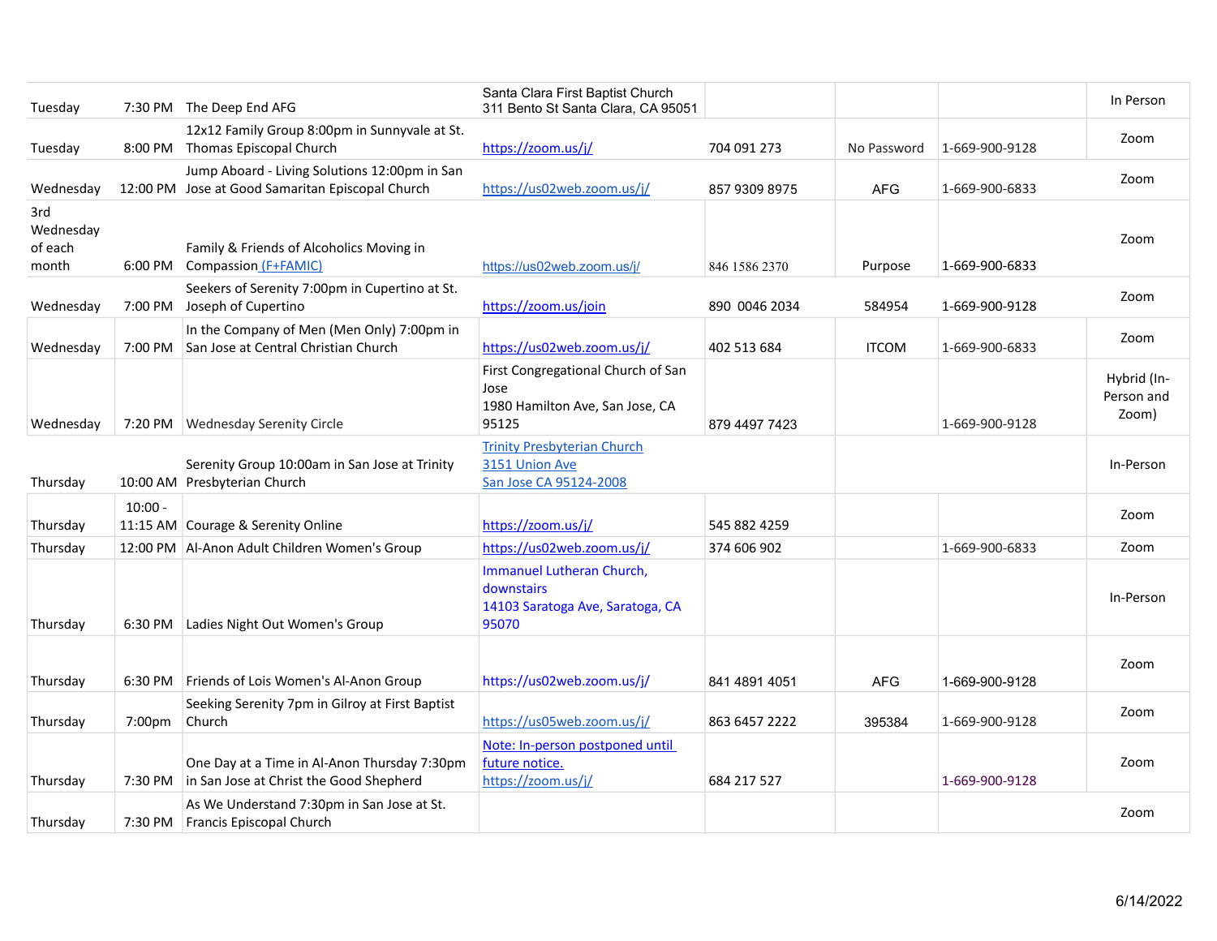| | | | | | | | |
|---|---|---|---|---|---|---|---|
| Tuesday | 7:30 PM | The Deep End AFG | Santa Clara First Baptist Church 311 Bento St Santa Clara, CA 95051 | | | | In Person |
| Tuesday | 8:00 PM | 12x12 Family Group 8:00pm in Sunnyvale at St. Thomas Episcopal Church | https://zoom.us/j/ | 704 091 273 | No Password | 1-669-900-9128 | Zoom |
| Wednesday | 12:00 PM | Jump Aboard - Living Solutions 12:00pm in San Jose at Good Samaritan Episcopal Church | https://us02web.zoom.us/j/ | 857 9309 8975 | AFG | 1-669-900-6833 | Zoom |
| 3rd Wednesday of each month | 6:00 PM | Family & Friends of Alcoholics Moving in Compassion (F+FAMIC) | https://us02web.zoom.us/j/ | 846 1586 2370 | Purpose | 1-669-900-6833 | Zoom |
| Wednesday | 7:00 PM | Seekers of Serenity 7:00pm in Cupertino at St. Joseph of Cupertino | https://zoom.us/join | 890 0046 2034 | 584954 | 1-669-900-9128 | Zoom |
| Wednesday | 7:00 PM | In the Company of Men (Men Only) 7:00pm in San Jose at Central Christian Church | https://us02web.zoom.us/j/ | 402 513 684 | ITCOM | 1-669-900-6833 | Zoom |
| Wednesday | 7:20 PM | Wednesday Serenity Circle | First Congregational Church of San Jose 1980 Hamilton Ave, San Jose, CA 95125 | 879 4497 7423 | | 1-669-900-9128 | Hybrid (In-Person and Zoom) |
| Thursday | 10:00 AM | Serenity Group 10:00am in San Jose at Trinity Presbyterian Church | Trinity Presbyterian Church 3151 Union Ave San Jose CA 95124-2008 | | | | In-Person |
| Thursday | 10:00 - 11:15 AM | Courage & Serenity Online | https://zoom.us/j/ | 545 882 4259 | | | Zoom |
| Thursday | 12:00 PM | Al-Anon Adult Children Women's Group | https://us02web.zoom.us/j/ | 374 606 902 | | 1-669-900-6833 | Zoom |
| Thursday | 6:30 PM | Ladies Night Out Women's Group | Immanuel Lutheran Church, downstairs 14103 Saratoga Ave, Saratoga, CA 95070 | | | | In-Person |
| Thursday | 6:30 PM | Friends of Lois Women's Al-Anon Group | https://us02web.zoom.us/j/ | 841 4891 4051 | AFG | 1-669-900-9128 | Zoom |
| Thursday | 7:00pm | Seeking Serenity 7pm in Gilroy at First Baptist Church | https://us05web.zoom.us/j/ | 863 6457 2222 | 395384 | 1-669-900-9128 | Zoom |
| Thursday | 7:30 PM | One Day at a Time in Al-Anon Thursday 7:30pm in San Jose at Christ the Good Shepherd | Note: In-person postponed until future notice. https://zoom.us/j/ | 684 217 527 | | 1-669-900-9128 | Zoom |
| Thursday | 7:30 PM | As We Understand 7:30pm in San Jose at St. Francis Episcopal Church | | | | | Zoom |

6/14/2022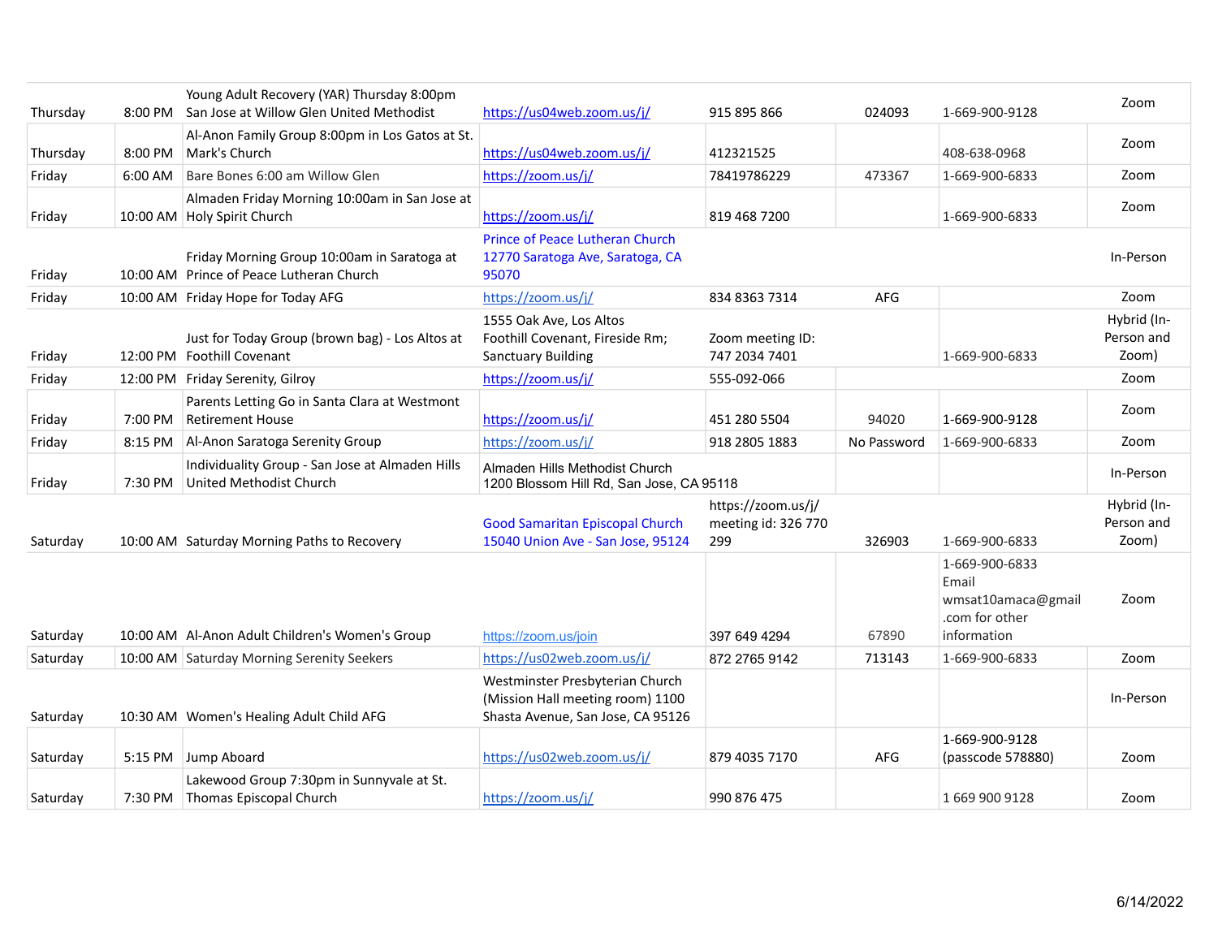| | | | | | | | |
|---|---|---|---|---|---|---|---|
| Thursday | 8:00 PM | Young Adult Recovery (YAR) Thursday 8:00pm San Jose at Willow Glen United Methodist | https://us04web.zoom.us/j/ | 915 895 866 | 024093 | 1-669-900-9128 | Zoom |
| Thursday | 8:00 PM | Al-Anon Family Group 8:00pm in Los Gatos at St. Mark's Church | https://us04web.zoom.us/j/ | 412321525 | | 408-638-0968 | Zoom |
| Friday | 6:00 AM | Bare Bones 6:00 am Willow Glen | https://zoom.us/j/ | 78419786229 | 473367 | 1-669-900-6833 | Zoom |
| Friday | 10:00 AM | Almaden Friday Morning 10:00am in San Jose at Holy Spirit Church | https://zoom.us/j/ | 819 468 7200 | | 1-669-900-6833 | Zoom |
| Friday | 10:00 AM | Friday Morning Group 10:00am in Saratoga at Prince of Peace Lutheran Church | Prince of Peace Lutheran Church 12770 Saratoga Ave, Saratoga, CA 95070 | | | | In-Person |
| Friday | 10:00 AM | Friday Hope for Today AFG | https://zoom.us/j/ | 834 8363 7314 | AFG | | Zoom |
| Friday | 12:00 PM | Just for Today Group (brown bag) - Los Altos at Foothill Covenant | 1555 Oak Ave, Los Altos Foothill Covenant, Fireside Rm; Sanctuary Building | Zoom meeting ID: 747 2034 7401 | | 1-669-900-6833 | Hybrid (In-Person and Zoom) |
| Friday | 12:00 PM | Friday Serenity, Gilroy | https://zoom.us/j/ | 555-092-066 | | | Zoom |
| Friday | 7:00 PM | Parents Letting Go in Santa Clara at Westmont Retirement House | https://zoom.us/j/ | 451 280 5504 | 94020 | 1-669-900-9128 | Zoom |
| Friday | 8:15 PM | Al-Anon Saratoga Serenity Group | https://zoom.us/j/ | 918 2805 1883 | No Password | 1-669-900-6833 | Zoom |
| Friday | 7:30 PM | Individuality Group - San Jose at Almaden Hills United Methodist Church | Almaden Hills Methodist Church 1200 Blossom Hill Rd, San Jose, CA 95118 | | | | In-Person |
| Saturday | 10:00 AM | Saturday Morning Paths to Recovery | Good Samaritan Episcopal Church 15040 Union Ave - San Jose, 95124 | https://zoom.us/j/ meeting id: 326 770 299 | 326903 | 1-669-900-6833 | Hybrid (In-Person and Zoom) |
| Saturday | 10:00 AM | Al-Anon Adult Children's Women's Group | https://zoom.us/join | 397 649 4294 | 67890 | 1-669-900-6833 Email wmsat10amaca@gmail.com for other information | Zoom |
| Saturday | 10:00 AM | Saturday Morning Serenity Seekers | https://us02web.zoom.us/j/ | 872 2765 9142 | 713143 | 1-669-900-6833 | Zoom |
| Saturday | 10:30 AM | Women's Healing Adult Child AFG | Westminster Presbyterian Church (Mission Hall meeting room) 1100 Shasta Avenue, San Jose, CA 95126 | | | | In-Person |
| Saturday | 5:15 PM | Jump Aboard | https://us02web.zoom.us/j/ | 879 4035 7170 | AFG | 1-669-900-9128 (passcode 578880) | Zoom |
| Saturday | 7:30 PM | Lakewood Group 7:30pm in Sunnyvale at St. Thomas Episcopal Church | https://zoom.us/j/ | 990 876 475 | | 1 669 900 9128 | Zoom |

6/14/2022